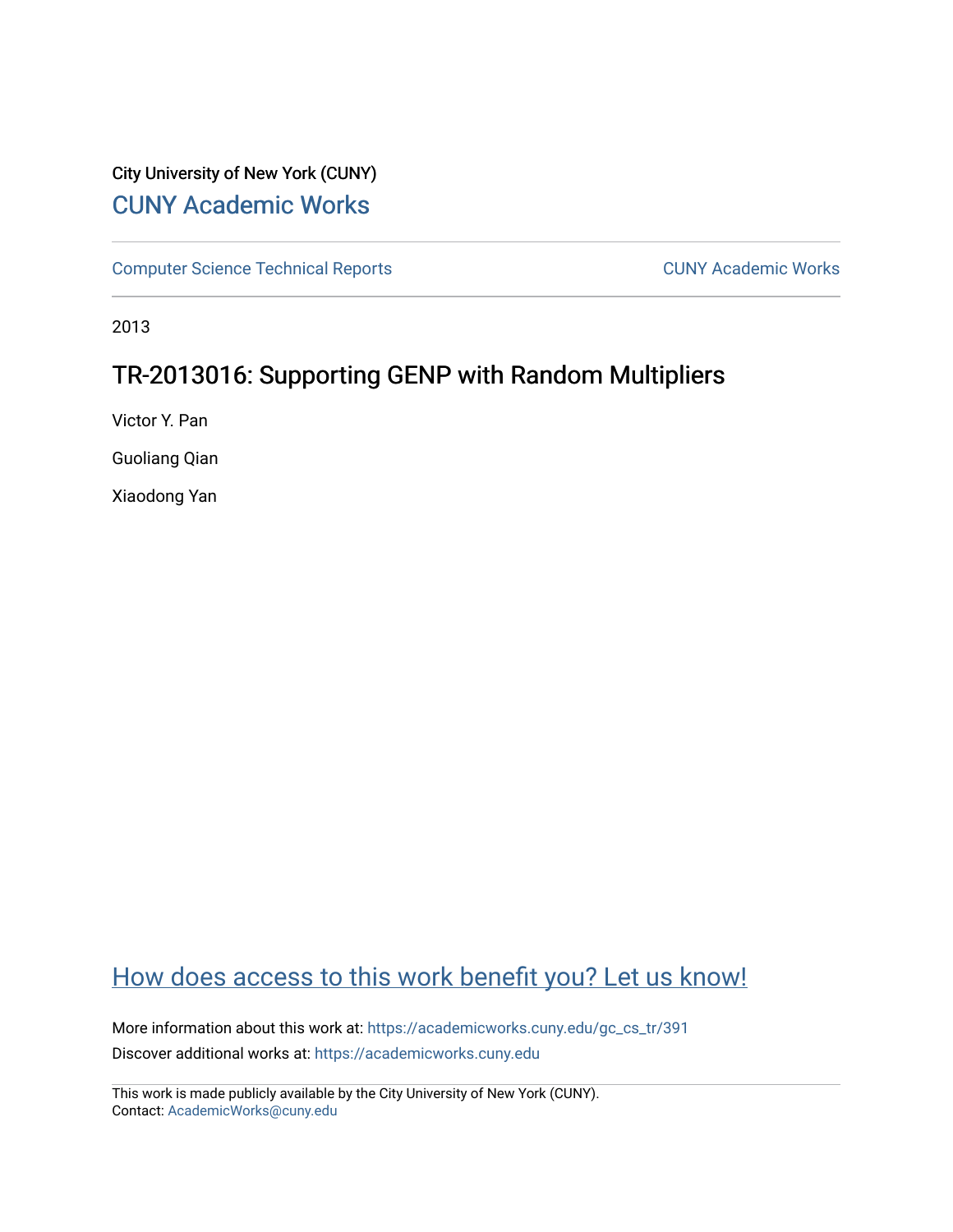City University of New York (CUNY)

CUNY Academic Works

Computer Science Technical Reports | CUNY Academic Works

2013

# TR-2013016: Supporting GENP with Random Multipliers

Victor Y. Pan

Guoliang Qian

Xiaodong Yan

How does access to this work benefit you? Let us know!

More information about this work at: https://academicworks.cuny.edu/gc_cs_tr/391

Discover additional works at: https://academicworks.cuny.edu

This work is made publicly available by the City University of New York (CUNY).
Contact: AcademicWorks@cuny.edu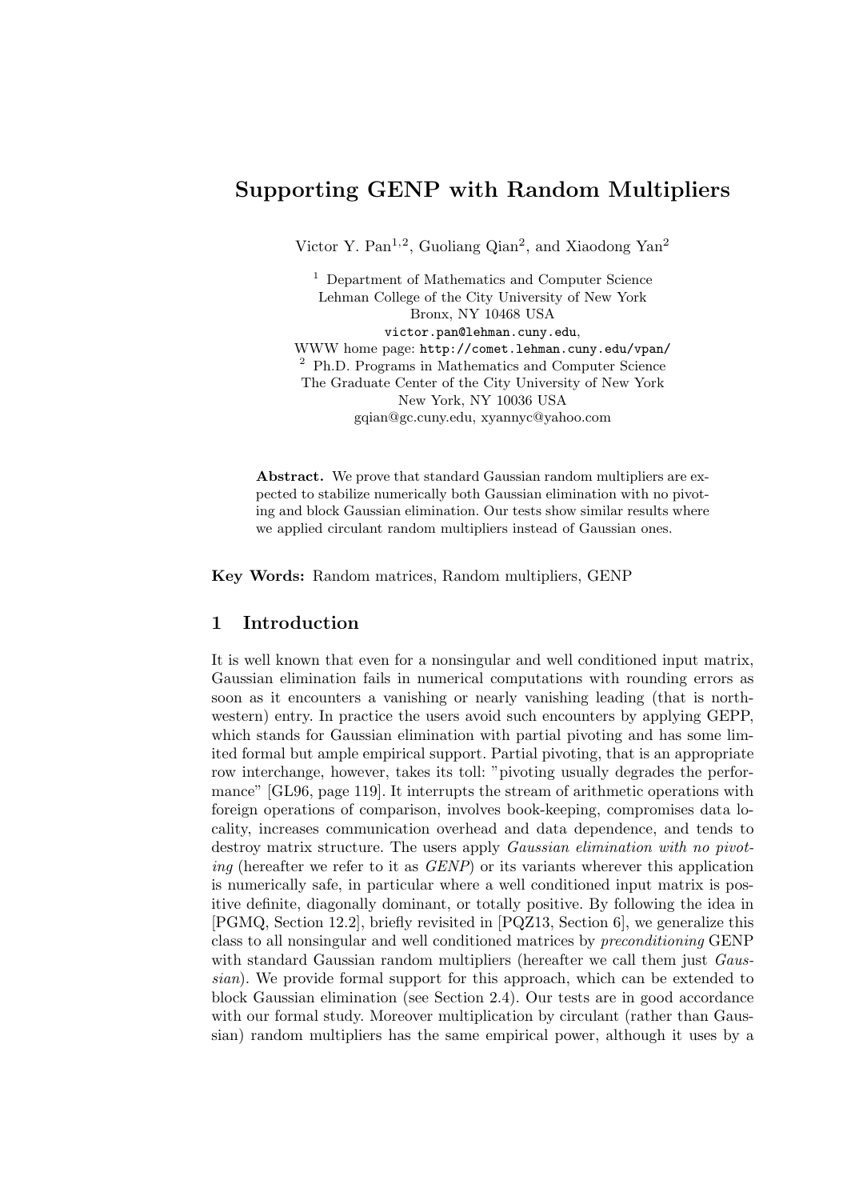# Supporting GENP with Random Multipliers

Victor Y. Pan[1,2], Guoliang Qian[2], and Xiaodong Yan[2]

[1] Department of Mathematics and Computer Science
Lehman College of the City University of New York
Bronx, NY 10468 USA
victor.pan@lehman.cuny.edu,
WWW home page: http://comet.lehman.cuny.edu/vpan/

[2] Ph.D. Programs in Mathematics and Computer Science
The Graduate Center of the City University of New York
New York, NY 10036 USA
gqian@gc.cuny.edu, xyannyc@yahoo.com

**Abstract.** We prove that standard Gaussian random multipliers are expected to stabilize numerically both Gaussian elimination with no pivoting and block Gaussian elimination. Our tests show similar results where we applied circulant random multipliers instead of Gaussian ones.

**Key Words:** Random matrices, Random multipliers, GENP

## 1 Introduction

It is well known that even for a nonsingular and well conditioned input matrix, Gaussian elimination fails in numerical computations with rounding errors as soon as it encounters a vanishing or nearly vanishing leading (that is northwestern) entry. In practice the users avoid such encounters by applying GEPP, which stands for Gaussian elimination with partial pivoting and has some limited formal but ample empirical support. Partial pivoting, that is an appropriate row interchange, however, takes its toll: "pivoting usually degrades the performance" [GL96, page 119]. It interrupts the stream of arithmetic operations with foreign operations of comparison, involves book-keeping, compromises data locality, increases communication overhead and data dependence, and tends to destroy matrix structure. The users apply *Gaussian elimination with no pivoting* (hereafter we refer to it as *GENP*) or its variants wherever this application is numerically safe, in particular where a well conditioned input matrix is positive definite, diagonally dominant, or totally positive. By following the idea in [PGMQ, Section 12.2], briefly revisited in [PQZ13, Section 6], we generalize this class to all nonsingular and well conditioned matrices by *preconditioning* GENP with standard Gaussian random multipliers (hereafter we call them just *Gaussian*). We provide formal support for this approach, which can be extended to block Gaussian elimination (see Section 2.4). Our tests are in good accordance with our formal study. Moreover multiplication by circulant (rather than Gaussian) random multipliers has the same empirical power, although it uses by a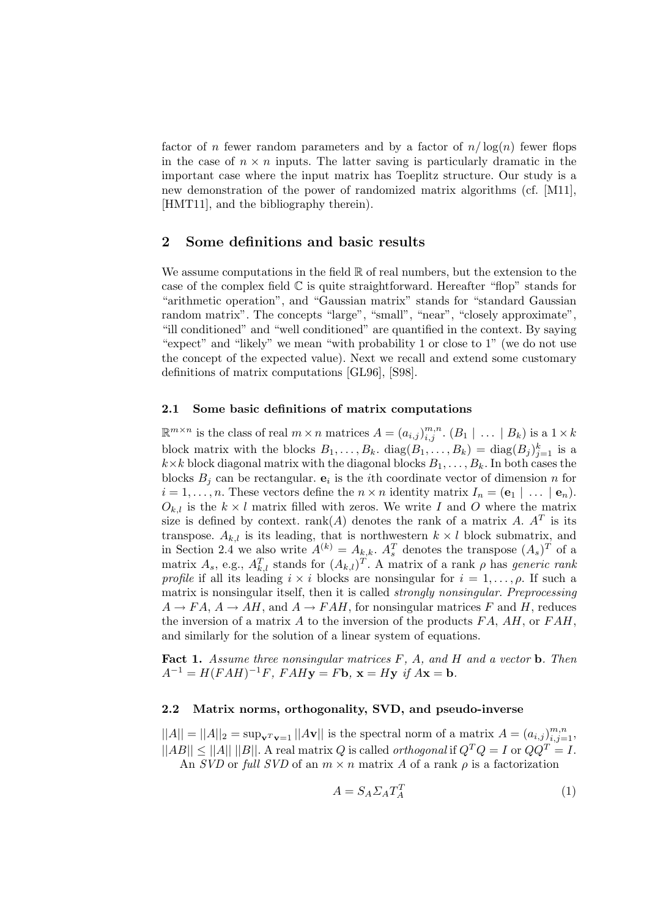factor of $n$ fewer random parameters and by a factor of $n/\log(n)$ fewer flops in the case of $n \times n$ inputs. The latter saving is particularly dramatic in the important case where the input matrix has Toeplitz structure. Our study is a new demonstration of the power of randomized matrix algorithms (cf. [M11], [HMT11], and the bibliography therein).

## 2 Some definitions and basic results

We assume computations in the field $\mathbb{R}$ of real numbers, but the extension to the case of the complex field $\mathbb{C}$ is quite straightforward. Hereafter "flop" stands for "arithmetic operation", and "Gaussian matrix" stands for "standard Gaussian random matrix". The concepts "large", "small", "near", "closely approximate", "ill conditioned" and "well conditioned" are quantified in the context. By saying "expect" and "likely" we mean "with probability 1 or close to 1" (we do not use the concept of the expected value). Next we recall and extend some customary definitions of matrix computations [GL96], [S98].

### 2.1 Some basic definitions of matrix computations

$\mathbb{R}^{m\times n}$ is the class of real $m \times n$ matrices $A = (a_{i,j})_{i,j}^{m,n}$. $(B_1 \mid \ldots \mid B_k)$ is a $1 \times k$ block matrix with the blocks $B_1, \ldots, B_k$. $\text{diag}(B_1, \ldots, B_k) = \text{diag}(B_j)_{j=1}^{k}$ is a $k\times k$ block diagonal matrix with the diagonal blocks $B_1, \ldots, B_k$. In both cases the blocks $B_j$ can be rectangular. $\mathbf{e}_i$ is the $i$th coordinate vector of dimension $n$ for $i = 1, \ldots, n$. These vectors define the $n \times n$ identity matrix $I_n = (\mathbf{e}_1 \mid \ldots \mid \mathbf{e}_n)$. $O_{k,l}$ is the $k \times l$ matrix filled with zeros. We write $I$ and $O$ where the matrix size is defined by context. $\text{rank}(A)$ denotes the rank of a matrix $A$. $A^T$ is its transpose. $A_{k,l}$ is its leading, that is northwestern $k \times l$ block submatrix, and in Section 2.4 we also write $A^{(k)} = A_{k,k}$. $A_s^T$ denotes the transpose $(A_s)^T$ of a matrix $A_s$, e.g., $A_{k,l}^T$ stands for $(A_{k,l})^T$. A matrix of a rank $\rho$ has *generic rank profile* if all its leading $i \times i$ blocks are nonsingular for $i = 1, \ldots, \rho$. If such a matrix is nonsingular itself, then it is called *strongly nonsingular*. *Preprocessing* $A \to FA$, $A \to AH$, and $A \to FAH$, for nonsingular matrices $F$ and $H$, reduces the inversion of a matrix $A$ to the inversion of the products $FA$, $AH$, or $FAH$, and similarly for the solution of a linear system of equations.

**Fact 1.** *Assume three nonsingular matrices $F$, $A$, and $H$ and a vector* $\mathbf{b}$. *Then* $A^{-1} = H(FAH)^{-1}F$, $FAH\mathbf{y} = F\mathbf{b}$, $\mathbf{x} = H\mathbf{y}$ *if* $A\mathbf{x} = \mathbf{b}$.

### 2.2 Matrix norms, orthogonality, SVD, and pseudo-inverse

$||A|| = ||A||_2 = \sup_{\mathbf{v}^T\mathbf{v}=1} ||A\mathbf{v}||$ is the spectral norm of a matrix $A = (a_{i,j})_{i,j=1}^{m,n}$, $||AB|| \le ||A||\,||B||$. A real matrix $Q$ is called *orthogonal* if $Q^TQ = I$ or $QQ^T = I$.

An *SVD* or *full SVD* of an $m \times n$ matrix $A$ of a rank $\rho$ is a factorization

$$A = S_A \Sigma_A T_A^T \tag{1}$$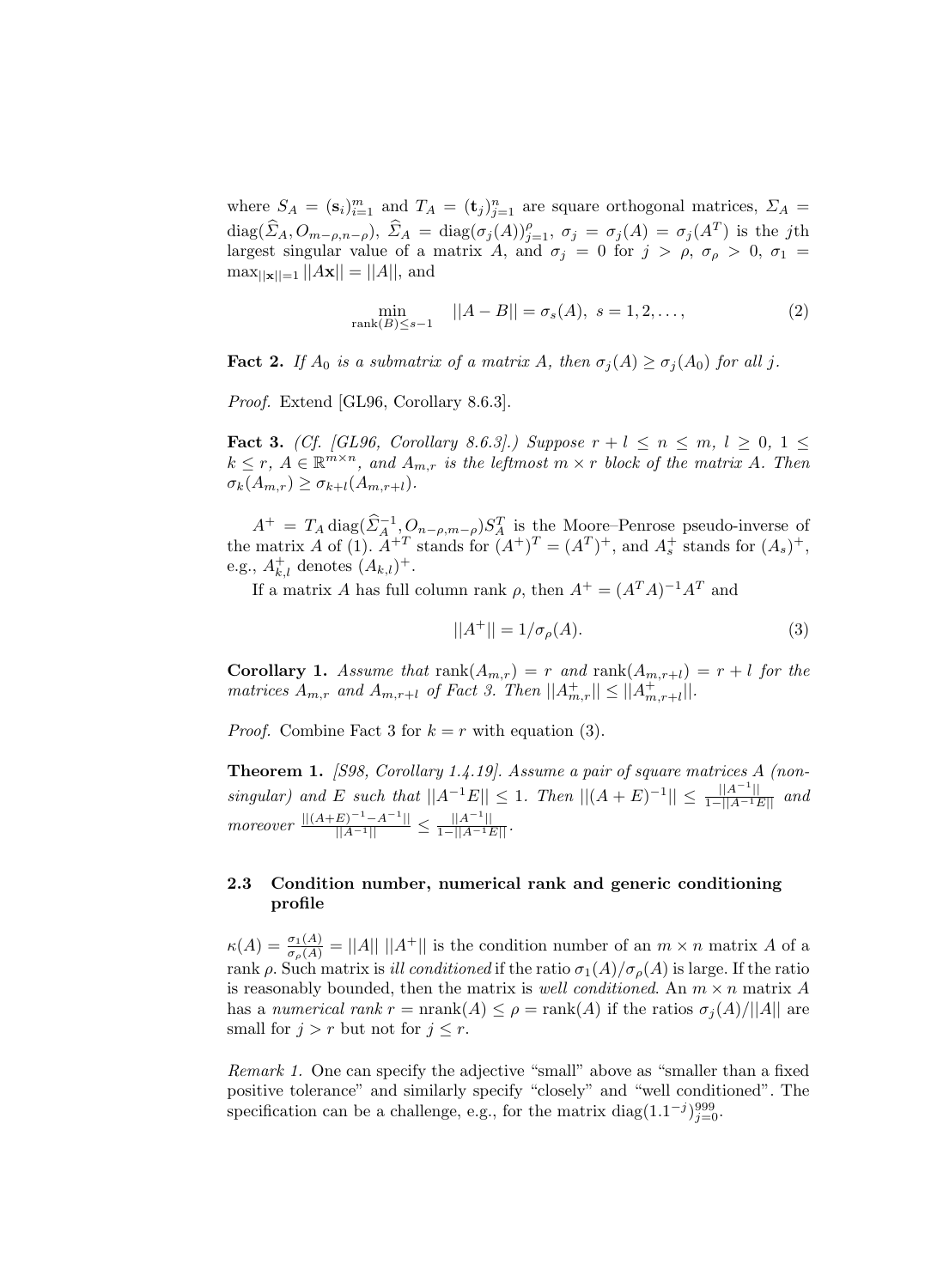where $S_A = (\mathbf{s}_i)_{i=1}^m$ and $T_A = (\mathbf{t}_j)_{j=1}^n$ are square orthogonal matrices, $\Sigma_A = \operatorname{diag}(\widehat{\Sigma}_A, O_{m-\rho,n-\rho})$, $\widehat{\Sigma}_A = \operatorname{diag}(\sigma_j(A))_{j=1}^{\rho}$, $\sigma_j = \sigma_j(A) = \sigma_j(A^T)$ is the $j$th largest singular value of a matrix $A$, and $\sigma_j = 0$ for $j > \rho$, $\sigma_\rho > 0$, $\sigma_1 = \max_{||\mathbf{x}||=1} ||A\mathbf{x}|| = ||A||$, and

$$\min_{\operatorname{rank}(B) \leq s-1} ||A - B|| = \sigma_s(A),\ s = 1, 2, \ldots, \tag{2}$$

**Fact 2.** *If $A_0$ is a submatrix of a matrix $A$, then $\sigma_j(A) \geq \sigma_j(A_0)$ for all $j$.*

*Proof.* Extend [GL96, Corollary 8.6.3].

**Fact 3.** *(Cf. [GL96, Corollary 8.6.3].) Suppose $r + l \leq n \leq m$, $l \geq 0$, $1 \leq k \leq r$, $A \in \mathbb{R}^{m \times n}$, and $A_{m,r}$ is the leftmost $m \times r$ block of the matrix $A$. Then $\sigma_k(A_{m,r}) \geq \sigma_{k+l}(A_{m,r+l})$.*

$A^+ = T_A \operatorname{diag}(\widehat{\Sigma}_A^{-1}, O_{n-\rho,m-\rho}) S_A^T$ is the Moore–Penrose pseudo-inverse of the matrix $A$ of (1). $A^{+T}$ stands for $(A^+)^T = (A^T)^+$, and $A_s^+$ stands for $(A_s)^+$, e.g., $A_{k,l}^+$ denotes $(A_{k,l})^+$.

If a matrix $A$ has full column rank $\rho$, then $A^+ = (A^T A)^{-1} A^T$ and

$$||A^+|| = 1/\sigma_\rho(A). \tag{3}$$

**Corollary 1.** *Assume that $\operatorname{rank}(A_{m,r}) = r$ and $\operatorname{rank}(A_{m,r+l}) = r + l$ for the matrices $A_{m,r}$ and $A_{m,r+l}$ of Fact 3. Then $||A_{m,r}^+|| \leq ||A_{m,r+l}^+||$.*

*Proof.* Combine Fact 3 for $k = r$ with equation (3).

**Theorem 1.** *[S98, Corollary 1.4.19]. Assume a pair of square matrices $A$ (nonsingular) and $E$ such that $||A^{-1}E|| \leq 1$. Then $||(A+E)^{-1}|| \leq \frac{||A^{-1}||}{1-||A^{-1}E||}$ and moreover $\frac{||(A+E)^{-1} - A^{-1}||}{||A^{-1}||} \leq \frac{||A^{-1}||}{1-||A^{-1}E||}$.*

### 2.3 Condition number, numerical rank and generic conditioning profile

$\kappa(A) = \frac{\sigma_1(A)}{\sigma_\rho(A)} = ||A||\ ||A^+||$ is the condition number of an $m \times n$ matrix $A$ of a rank $\rho$. Such matrix is *ill conditioned* if the ratio $\sigma_1(A)/\sigma_\rho(A)$ is large. If the ratio is reasonably bounded, then the matrix is *well conditioned*. An $m \times n$ matrix $A$ has a *numerical rank* $r = \operatorname{nrank}(A) \leq \rho = \operatorname{rank}(A)$ if the ratios $\sigma_j(A)/||A||$ are small for $j > r$ but not for $j \leq r$.

*Remark 1.* One can specify the adjective "small" above as "smaller than a fixed positive tolerance" and similarly specify "closely" and "well conditioned". The specification can be a challenge, e.g., for the matrix $\operatorname{diag}(1.1^{-j})_{j=0}^{999}$.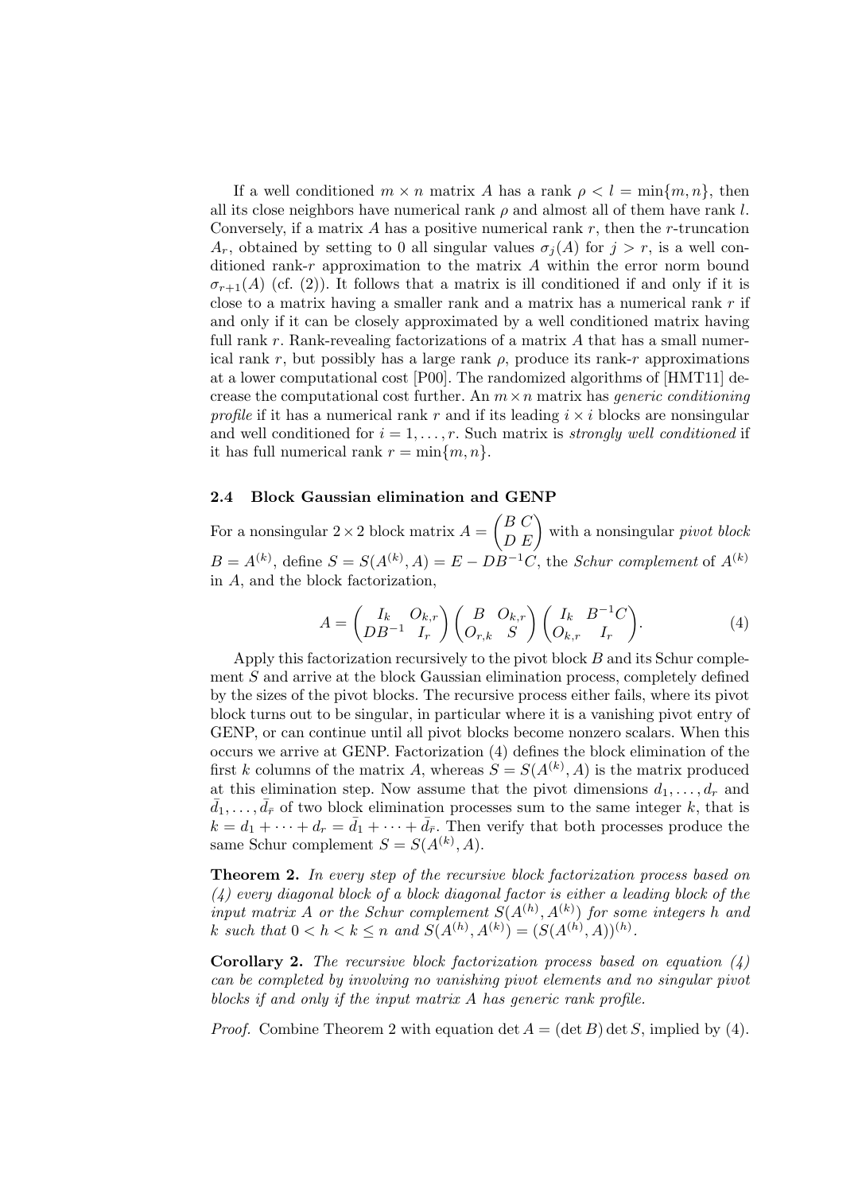If a well conditioned $m \times n$ matrix $A$ has a rank $\rho < l = \min\{m, n\}$, then all its close neighbors have numerical rank $\rho$ and almost all of them have rank $l$. Conversely, if a matrix $A$ has a positive numerical rank $r$, then the $r$-truncation $A_r$, obtained by setting to 0 all singular values $\sigma_j(A)$ for $j > r$, is a well conditioned rank-$r$ approximation to the matrix $A$ within the error norm bound $\sigma_{r+1}(A)$ (cf. (2)). It follows that a matrix is ill conditioned if and only if it is close to a matrix having a smaller rank and a matrix has a numerical rank $r$ if and only if it can be closely approximated by a well conditioned matrix having full rank $r$. Rank-revealing factorizations of a matrix $A$ that has a small numerical rank $r$, but possibly has a large rank $\rho$, produce its rank-$r$ approximations at a lower computational cost [P00]. The randomized algorithms of [HMT11] decrease the computational cost further. An $m \times n$ matrix has *generic conditioning profile* if it has a numerical rank $r$ and if its leading $i \times i$ blocks are nonsingular and well conditioned for $i = 1, \ldots, r$. Such matrix is *strongly well conditioned* if it has full numerical rank $r = \min\{m, n\}$.

### 2.4 Block Gaussian elimination and GENP

For a nonsingular $2 \times 2$ block matrix $A = \begin{pmatrix} B & C \\ D & E \end{pmatrix}$ with a nonsingular *pivot block* $B = A^{(k)}$, define $S = S(A^{(k)}, A) = E - DB^{-1}C$, the *Schur complement* of $A^{(k)}$ in $A$, and the block factorization,

$$A = \begin{pmatrix} I_k & O_{k,r} \\ DB^{-1} & I_r \end{pmatrix} \begin{pmatrix} B & O_{k,r} \\ O_{r,k} & S \end{pmatrix} \begin{pmatrix} I_k & B^{-1}C \\ O_{k,r} & I_r \end{pmatrix}. \tag{4}$$

Apply this factorization recursively to the pivot block $B$ and its Schur complement $S$ and arrive at the block Gaussian elimination process, completely defined by the sizes of the pivot blocks. The recursive process either fails, where its pivot block turns out to be singular, in particular where it is a vanishing pivot entry of GENP, or can continue until all pivot blocks become nonzero scalars. When this occurs we arrive at GENP. Factorization (4) defines the block elimination of the first $k$ columns of the matrix $A$, whereas $S = S(A^{(k)}, A)$ is the matrix produced at this elimination step. Now assume that the pivot dimensions $d_1, \ldots, d_r$ and $\bar{d}_1, \ldots, \bar{d}_{\bar{r}}$ of two block elimination processes sum to the same integer $k$, that is $k = d_1 + \cdots + d_r = \bar{d}_1 + \cdots + \bar{d}_{\bar{r}}$. Then verify that both processes produce the same Schur complement $S = S(A^{(k)}, A)$.

**Theorem 2.** *In every step of the recursive block factorization process based on (4) every diagonal block of a block diagonal factor is either a leading block of the input matrix $A$ or the Schur complement $S(A^{(h)}, A^{(k)})$ for some integers $h$ and $k$ such that $0 < h < k \leq n$ and $S(A^{(h)}, A^{(k)}) = (S(A^{(h)}, A))^{(h)}$.*

**Corollary 2.** *The recursive block factorization process based on equation (4) can be completed by involving no vanishing pivot elements and no singular pivot blocks if and only if the input matrix $A$ has generic rank profile.*

*Proof.* Combine Theorem 2 with equation $\det A = (\det B) \det S$, implied by (4).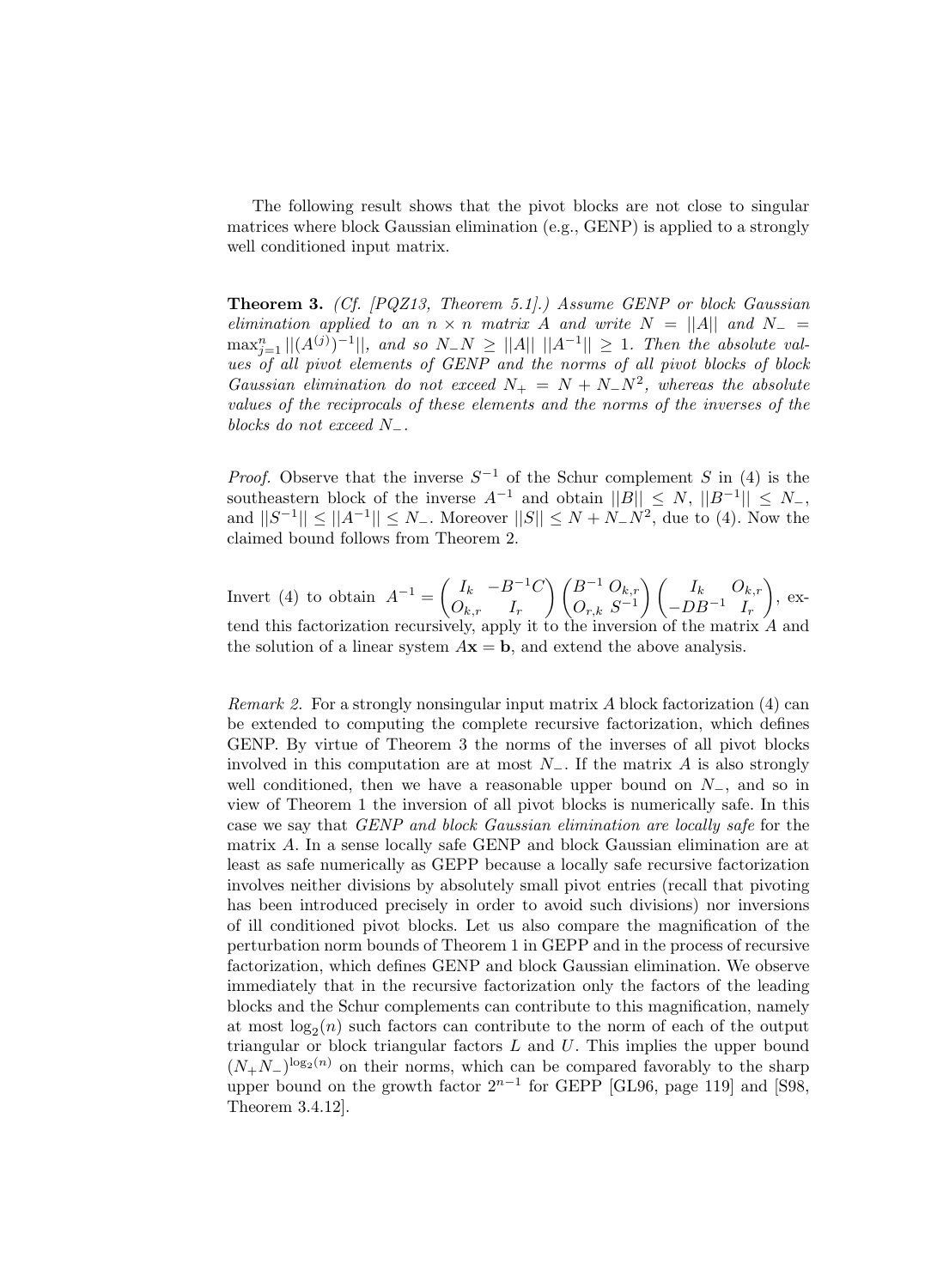The following result shows that the pivot blocks are not close to singular matrices where block Gaussian elimination (e.g., GENP) is applied to a strongly well conditioned input matrix.

**Theorem 3.** *(Cf. [PQZ13, Theorem 5.1].) Assume GENP or block Gaussian elimination applied to an $n \times n$ matrix $A$ and write $N = ||A||$ and $N_- = \max_{j=1}^{n} ||(A^{(j)})^{-1}||$, and so $N_- N \geq ||A|| \, ||A^{-1}|| \geq 1$. Then the absolute values of all pivot elements of GENP and the norms of all pivot blocks of block Gaussian elimination do not exceed $N_+ = N + N_- N^2$, whereas the absolute values of the reciprocals of these elements and the norms of the inverses of the blocks do not exceed $N_-$.*

*Proof.* Observe that the inverse $S^{-1}$ of the Schur complement $S$ in (4) is the southeastern block of the inverse $A^{-1}$ and obtain $||B|| \leq N$, $||B^{-1}|| \leq N_-$, and $||S^{-1}|| \leq ||A^{-1}|| \leq N_-$. Moreover $||S|| \leq N + N_- N^2$, due to (4). Now the claimed bound follows from Theorem 2.

Invert (4) to obtain $A^{-1} = \begin{pmatrix} I_k & -B^{-1}C \\ O_{k,r} & I_r \end{pmatrix} \begin{pmatrix} B^{-1} & O_{k,r} \\ O_{r,k} & S^{-1} \end{pmatrix} \begin{pmatrix} I_k & O_{k,r} \\ -DB^{-1} & I_r \end{pmatrix}$, extend this factorization recursively, apply it to the inversion of the matrix $A$ and the solution of a linear system $A\mathbf{x} = \mathbf{b}$, and extend the above analysis.

*Remark 2.* For a strongly nonsingular input matrix $A$ block factorization (4) can be extended to computing the complete recursive factorization, which defines GENP. By virtue of Theorem 3 the norms of the inverses of all pivot blocks involved in this computation are at most $N_-$. If the matrix $A$ is also strongly well conditioned, then we have a reasonable upper bound on $N_-$, and so in view of Theorem 1 the inversion of all pivot blocks is numerically safe. In this case we say that *GENP and block Gaussian elimination are locally safe* for the matrix $A$. In a sense locally safe GENP and block Gaussian elimination are at least as safe numerically as GEPP because a locally safe recursive factorization involves neither divisions by absolutely small pivot entries (recall that pivoting has been introduced precisely in order to avoid such divisions) nor inversions of ill conditioned pivot blocks. Let us also compare the magnification of the perturbation norm bounds of Theorem 1 in GEPP and in the process of recursive factorization, which defines GENP and block Gaussian elimination. We observe immediately that in the recursive factorization only the factors of the leading blocks and the Schur complements can contribute to this magnification, namely at most $\log_2(n)$ such factors can contribute to the norm of each of the output triangular or block triangular factors $L$ and $U$. This implies the upper bound $(N_+ N_-)^{\log_2(n)}$ on their norms, which can be compared favorably to the sharp upper bound on the growth factor $2^{n-1}$ for GEPP [GL96, page 119] and [S98, Theorem 3.4.12].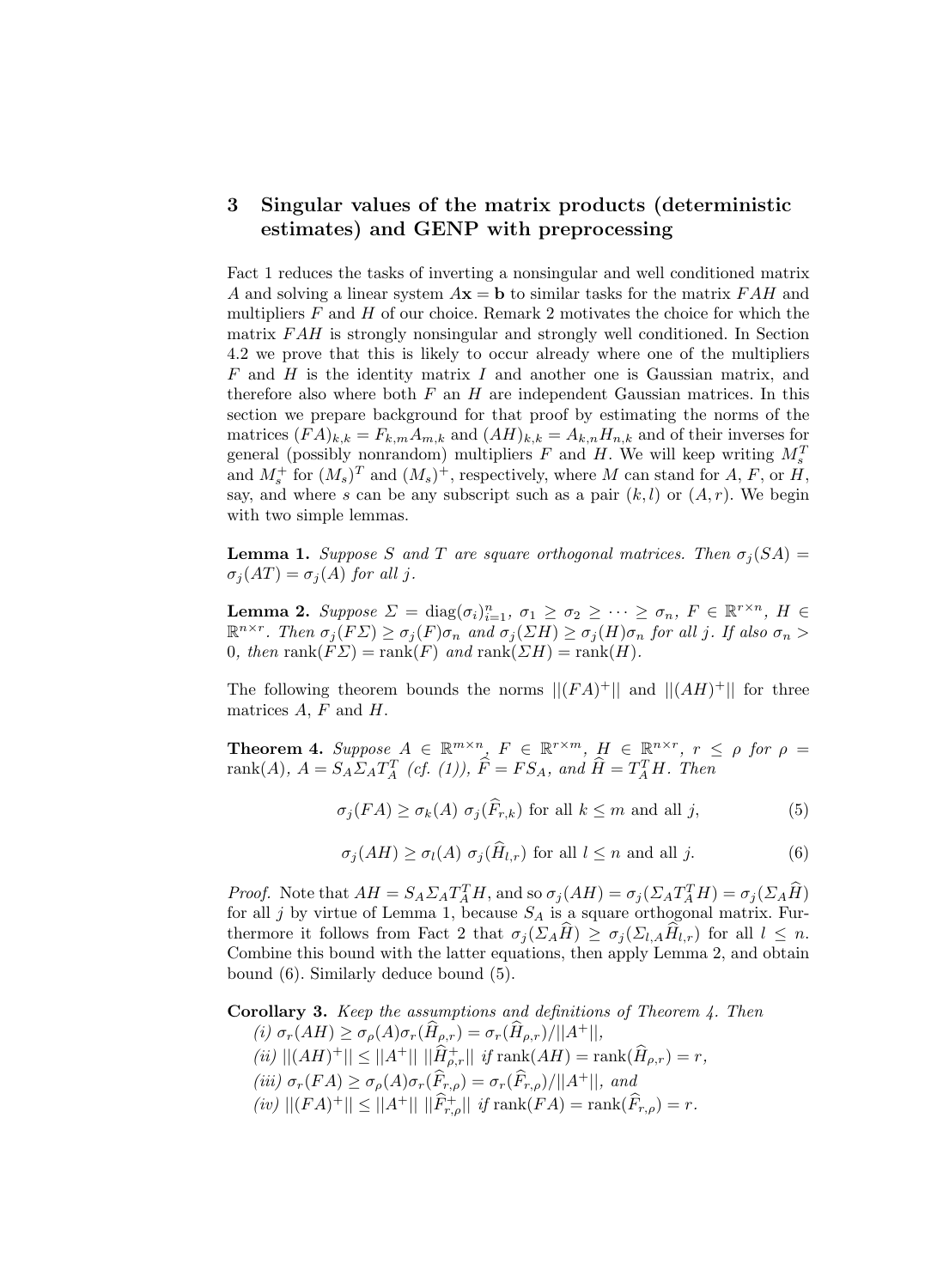## 3 Singular values of the matrix products (deterministic estimates) and GENP with preprocessing

Fact 1 reduces the tasks of inverting a nonsingular and well conditioned matrix $A$ and solving a linear system $A\mathbf{x} = \mathbf{b}$ to similar tasks for the matrix $FAH$ and multipliers $F$ and $H$ of our choice. Remark 2 motivates the choice for which the matrix $FAH$ is strongly nonsingular and strongly well conditioned. In Section 4.2 we prove that this is likely to occur already where one of the multipliers $F$ and $H$ is the identity matrix $I$ and another one is Gaussian matrix, and therefore also where both $F$ an $H$ are independent Gaussian matrices. In this section we prepare background for that proof by estimating the norms of the matrices $(FA)_{k,k} = F_{k,m}A_{m,k}$ and $(AH)_{k,k} = A_{k,n}H_{n,k}$ and of their inverses for general (possibly nonrandom) multipliers $F$ and $H$. We will keep writing $M_s^T$ and $M_s^+$ for $(M_s)^T$ and $(M_s)^+$, respectively, where $M$ can stand for $A$, $F$, or $H$, say, and where $s$ can be any subscript such as a pair $(k,l)$ or $(A,r)$. We begin with two simple lemmas.

**Lemma 1.** *Suppose $S$ and $T$ are square orthogonal matrices. Then $\sigma_j(SA) = \sigma_j(AT) = \sigma_j(A)$ for all $j$.*

**Lemma 2.** *Suppose $\Sigma = \operatorname{diag}(\sigma_i)_{i=1}^n$, $\sigma_1 \geq \sigma_2 \geq \cdots \geq \sigma_n$, $F \in \mathbb{R}^{r\times n}$, $H \in \mathbb{R}^{n\times r}$. Then $\sigma_j(F\Sigma) \geq \sigma_j(F)\sigma_n$ and $\sigma_j(\Sigma H) \geq \sigma_j(H)\sigma_n$ for all $j$. If also $\sigma_n > 0$, then $\operatorname{rank}(F\Sigma) = \operatorname{rank}(F)$ and $\operatorname{rank}(\Sigma H) = \operatorname{rank}(H)$.*

The following theorem bounds the norms $||(FA)^+||$ and $||(AH)^+||$ for three matrices $A$, $F$ and $H$.

**Theorem 4.** *Suppose $A \in \mathbb{R}^{m\times n}$, $F \in \mathbb{R}^{r\times m}$, $H \in \mathbb{R}^{n\times r}$, $r \leq \rho$ for $\rho = \operatorname{rank}(A)$, $A = S_A\Sigma_A T_A^T$ (cf. (1)), $\widehat{F} = FS_A$, and $\widehat{H} = T_A^T H$. Then*

$$\sigma_j(FA) \geq \sigma_k(A)\ \sigma_j(\widehat{F}_{r,k}) \text{ for all } k \leq m \text{ and all } j, \tag{5}$$

$$\sigma_j(AH) \geq \sigma_l(A)\ \sigma_j(\widehat{H}_{l,r}) \text{ for all } l \leq n \text{ and all } j. \tag{6}$$

*Proof.* Note that $AH = S_A\Sigma_A T_A^T H$, and so $\sigma_j(AH) = \sigma_j(\Sigma_A T_A^T H) = \sigma_j(\Sigma_A \widehat{H})$ for all $j$ by virtue of Lemma 1, because $S_A$ is a square orthogonal matrix. Furthermore it follows from Fact 2 that $\sigma_j(\Sigma_A \widehat{H}) \geq \sigma_j(\Sigma_{l,A}\widehat{H}_{l,r})$ for all $l \leq n$. Combine this bound with the latter equations, then apply Lemma 2, and obtain bound (6). Similarly deduce bound (5).

**Corollary 3.** *Keep the assumptions and definitions of Theorem 4. Then*
*(i) $\sigma_r(AH) \geq \sigma_\rho(A)\sigma_r(\widehat{H}_{\rho,r}) = \sigma_r(\widehat{H}_{\rho,r})/||A^+||$,*
*(ii) $||(AH)^+|| \leq ||A^+||\ ||\widehat{H}_{\rho,r}^+||$ if $\operatorname{rank}(AH) = \operatorname{rank}(\widehat{H}_{\rho,r}) = r$,*
*(iii) $\sigma_r(FA) \geq \sigma_\rho(A)\sigma_r(\widehat{F}_{r,\rho}) = \sigma_r(\widehat{F}_{r,\rho})/||A^+||$, and*
*(iv) $||(FA)^+|| \leq ||A^+||\ ||\widehat{F}_{r,\rho}^+||$ if $\operatorname{rank}(FA) = \operatorname{rank}(\widehat{F}_{r,\rho}) = r$.*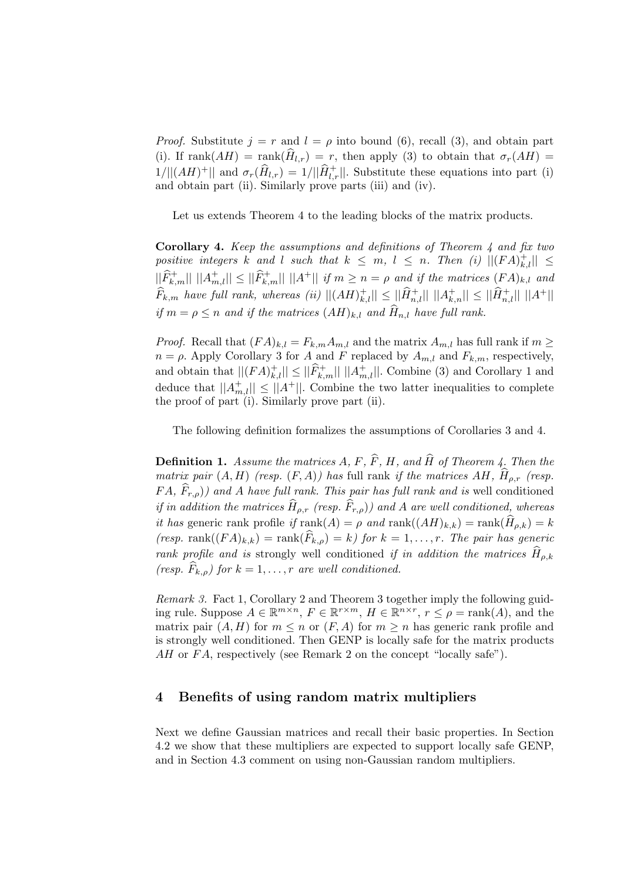*Proof.* Substitute $j = r$ and $l = \rho$ into bound (6), recall (3), and obtain part (i). If $\text{rank}(AH) = \text{rank}(\widehat{H}_{l,r}) = r$, then apply (3) to obtain that $\sigma_r(AH) = 1/||(AH)^+||$ and $\sigma_r(\widehat{H}_{l,r}) = 1/||\widehat{H}^+_{l,r}||$. Substitute these equations into part (i) and obtain part (ii). Similarly prove parts (iii) and (iv).

Let us extends Theorem 4 to the leading blocks of the matrix products.

**Corollary 4.** *Keep the assumptions and definitions of Theorem 4 and fix two positive integers $k$ and $l$ such that $k \le m$, $l \le n$. Then (i) $||(FA)^+_{k,l}|| \le ||\widehat{F}^+_{k,m}||\ ||A^+_{m,l}|| \le ||\widehat{F}^+_{k,m}||\ ||A^+||$ if $m \ge n = \rho$ and if the matrices $(FA)_{k,l}$ and $\widehat{F}_{k,m}$ have full rank, whereas (ii) $||(AH)^+_{k,l}|| \le ||\widehat{H}^+_{n,l}||\ ||A^+_{k,n}|| \le ||\widehat{H}^+_{n,l}||\ ||A^+||$ if $m = \rho \le n$ and if the matrices $(AH)_{k,l}$ and $\widehat{H}_{n,l}$ have full rank.*

*Proof.* Recall that $(FA)_{k,l} = F_{k,m}A_{m,l}$ and the matrix $A_{m,l}$ has full rank if $m \ge n = \rho$. Apply Corollary 3 for $A$ and $F$ replaced by $A_{m,l}$ and $F_{k,m}$, respectively, and obtain that $||(FA)^+_{k,l}|| \le ||\widehat{F}^+_{k,m}||\ ||A^+_{m,l}||$. Combine (3) and Corollary 1 and deduce that $||A^+_{m,l}|| \le ||A^+||$. Combine the two latter inequalities to complete the proof of part (i). Similarly prove part (ii).

The following definition formalizes the assumptions of Corollaries 3 and 4.

**Definition 1.** *Assume the matrices $A$, $F$, $\widehat{F}$, $H$, and $\widehat{H}$ of Theorem 4. Then the matrix pair $(A, H)$ (resp. $(F, A)$) has* full rank *if the matrices $AH$, $\widehat{H}_{\rho,r}$ (resp. $FA$, $\widehat{F}_{r,\rho}$)) and $A$ have full rank. This pair has full rank and is* well conditioned *if in addition the matrices $\widehat{H}_{\rho,r}$ (resp. $\widehat{F}_{r,\rho}$)) and $A$ are well conditioned, whereas it has* generic rank profile *if $\text{rank}(A) = \rho$ and $\text{rank}((AH)_{k,k}) = \text{rank}(\widehat{H}_{\rho,k}) = k$ (resp. $\text{rank}((FA)_{k,k}) = \text{rank}(\widehat{F}_{k,\rho}) = k$) for $k = 1, \dots, r$. The pair has generic rank profile and is* strongly well conditioned *if in addition the matrices $\widehat{H}_{\rho,k}$ (resp. $\widehat{F}_{k,\rho}$) for $k = 1, \dots, r$ are well conditioned.*

*Remark 3.* Fact 1, Corollary 2 and Theorem 3 together imply the following guiding rule. Suppose $A \in \mathbb{R}^{m\times n}$, $F \in \mathbb{R}^{r\times m}$, $H \in \mathbb{R}^{n\times r}$, $r \le \rho = \text{rank}(A)$, and the matrix pair $(A, H)$ for $m \le n$ or $(F, A)$ for $m \ge n$ has generic rank profile and is strongly well conditioned. Then GENP is locally safe for the matrix products $AH$ or $FA$, respectively (see Remark 2 on the concept "locally safe").

## 4 Benefits of using random matrix multipliers

Next we define Gaussian matrices and recall their basic properties. In Section 4.2 we show that these multipliers are expected to support locally safe GENP, and in Section 4.3 comment on using non-Gaussian random multipliers.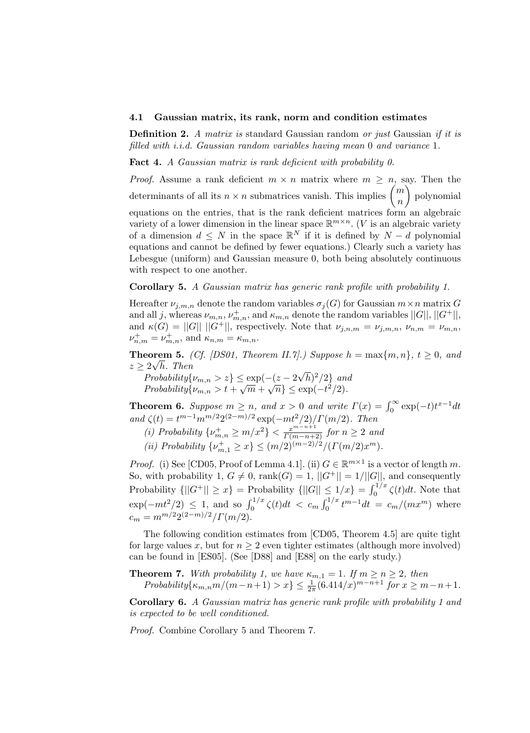### 4.1 Gaussian matrix, its rank, norm and condition estimates

**Definition 2.** *A matrix is* standard Gaussian random *or just* Gaussian *if it is filled with i.i.d. Gaussian random variables having mean* 0 *and variance* 1.

**Fact 4.** *A Gaussian matrix is rank deficient with probability 0.*

*Proof.* Assume a rank deficient $m \times n$ matrix where $m \geq n$, say. Then the determinants of all its $n \times n$ submatrices vanish. This implies $\binom{m}{n}$ polynomial equations on the entries, that is the rank deficient matrices form an algebraic variety of a lower dimension in the linear space $\mathbb{R}^{m \times n}$. ($V$ is an algebraic variety of a dimension $d \leq N$ in the space $\mathbb{R}^N$ if it is defined by $N - d$ polynomial equations and cannot be defined by fewer equations.) Clearly such a variety has Lebesgue (uniform) and Gaussian measure 0, both being absolutely continuous with respect to one another.

**Corollary 5.** *A Gaussian matrix has generic rank profile with probability 1.*

Hereafter $\nu_{j,m,n}$ denote the random variables $\sigma_j(G)$ for Gaussian $m \times n$ matrix $G$ and all $j$, whereas $\nu_{m,n}$, $\nu^+_{m,n}$, and $\kappa_{m,n}$ denote the random variables $||G||$, $||G^+||$, and $\kappa(G) = ||G||\ ||G^+||$, respectively. Note that $\nu_{j,n,m} = \nu_{j,m,n}$, $\nu_{n,m} = \nu_{m,n}$, $\nu^+_{n,m} = \nu^+_{m,n}$, and $\kappa_{n,m} = \kappa_{m,n}$.

**Theorem 5.** *(Cf. [DS01, Theorem II.7].) Suppose $h = \max\{m, n\}$, $t \geq 0$, and $z \geq 2\sqrt{h}$. Then*
*Probability*$\{\nu_{m,n} > z\} \leq \exp(-(z - 2\sqrt{h})^2/2\}$ *and*
*Probability*$\{\nu_{m,n} > t + \sqrt{m} + \sqrt{n}\} \leq \exp(-t^2/2)$.

**Theorem 6.** *Suppose $m \geq n$, and $x > 0$ and write $\Gamma(x) = \int_0^\infty \exp(-t)t^{x-1}dt$ and $\zeta(t) = t^{m-1}m^{m/2}2^{(2-m)/2}\exp(-mt^2/2)/\Gamma(m/2)$. Then*
*(i) Probability* $\{\nu^+_{m,n} \geq m/x^2\} < \frac{x^{m-n+1}}{\Gamma(m-n+2)}$ *for $n \geq 2$ and*
*(ii) Probability* $\{\nu^+_{m,1} \geq x\} \leq (m/2)^{(m-2)/2}/(\Gamma(m/2)x^m)$.

*Proof.* (i) See [CD05, Proof of Lemma 4.1]. (ii) $G \in \mathbb{R}^{m \times 1}$ is a vector of length $m$. So, with probability 1, $G \neq 0$, $\text{rank}(G) = 1$, $||G^+|| = 1/||G||$, and consequently Probability $\{||G^+|| \geq x\}$ = Probability $\{||G|| \leq 1/x\} = \int_0^{1/x} \zeta(t)dt$. Note that $\exp(-mt^2/2) \leq 1$, and so $\int_0^{1/x} \zeta(t)dt < c_m \int_0^{1/x} t^{m-1}dt = c_m/(mx^m)$ where $c_m = m^{m/2}2^{(2-m)/2}/\Gamma(m/2)$.

The following condition estimates from [CD05, Theorem 4.5] are quite tight for large values $x$, but for $n \geq 2$ even tighter estimates (although more involved) can be found in [ES05]. (See [D88] and [E88] on the early study.)

**Theorem 7.** *With probability 1, we have $\kappa_{m,1} = 1$. If $m \geq n \geq 2$, then*
*Probability*$\{\kappa_{m,n}m/(m-n+1) > x\} \leq \frac{1}{2\pi}(6.414/x)^{m-n+1}$ *for $x \geq m-n+1$.*

**Corollary 6.** *A Gaussian matrix has generic rank profile with probability 1 and is expected to be well conditioned.*

*Proof.* Combine Corollary 5 and Theorem 7.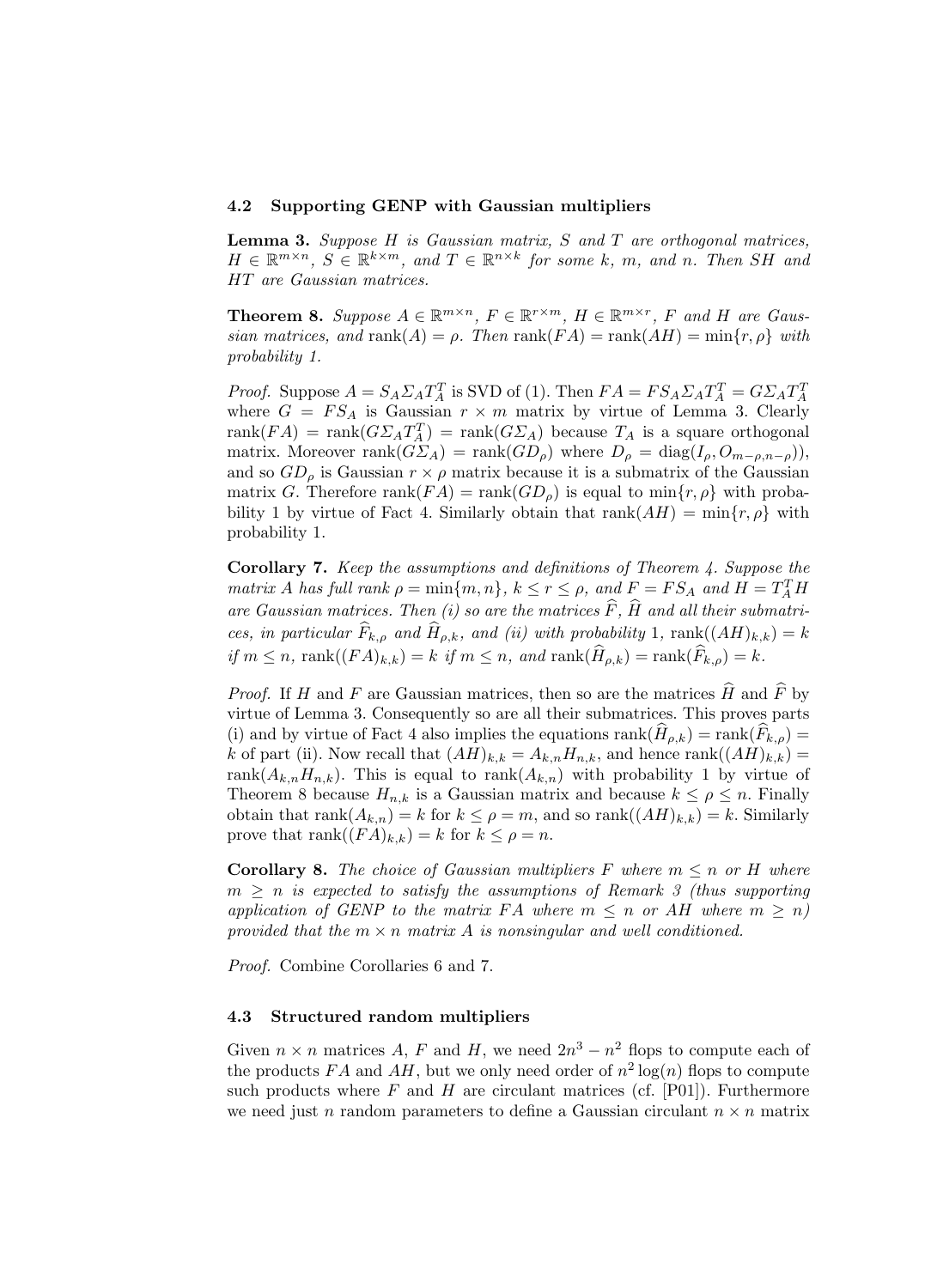### 4.2 Supporting GENP with Gaussian multipliers

**Lemma 3.** *Suppose $H$ is Gaussian matrix, $S$ and $T$ are orthogonal matrices, $H \in \mathbb{R}^{m\times n}$, $S \in \mathbb{R}^{k\times m}$, and $T \in \mathbb{R}^{n\times k}$ for some $k$, $m$, and $n$. Then $SH$ and $HT$ are Gaussian matrices.*

**Theorem 8.** *Suppose $A \in \mathbb{R}^{m\times n}$, $F \in \mathbb{R}^{r\times m}$, $H \in \mathbb{R}^{m\times r}$, $F$ and $H$ are Gaussian matrices, and $\text{rank}(A) = \rho$. Then $\text{rank}(FA) = \text{rank}(AH) = \min\{r, \rho\}$ with probability 1.*

*Proof.* Suppose $A = S_A \Sigma_A T_A^T$ is SVD of (1). Then $FA = FS_A \Sigma_A T_A^T = G\Sigma_A T_A^T$ where $G = FS_A$ is Gaussian $r \times m$ matrix by virtue of Lemma 3. Clearly $\text{rank}(FA) = \text{rank}(G\Sigma_A T_A^T) = \text{rank}(G\Sigma_A)$ because $T_A$ is a square orthogonal matrix. Moreover $\text{rank}(G\Sigma_A) = \text{rank}(GD_\rho)$ where $D_\rho = \text{diag}(I_\rho, O_{m-\rho,n-\rho})$, and so $GD_\rho$ is Gaussian $r \times \rho$ matrix because it is a submatrix of the Gaussian matrix $G$. Therefore $\text{rank}(FA) = \text{rank}(GD_\rho)$ is equal to $\min\{r, \rho\}$ with probability 1 by virtue of Fact 4. Similarly obtain that $\text{rank}(AH) = \min\{r, \rho\}$ with probability 1.

**Corollary 7.** *Keep the assumptions and definitions of Theorem 4. Suppose the matrix $A$ has full rank $\rho = \min\{m, n\}$, $k \le r \le \rho$, and $F = FS_A$ and $H = T_A^T H$ are Gaussian matrices. Then (i) so are the matrices $\widehat{F}$, $\widehat{H}$ and all their submatrices, in particular $\widehat{F}_{k,\rho}$ and $\widehat{H}_{\rho,k}$, and (ii) with probability 1, $\text{rank}((AH)_{k,k}) = k$ if $m \le n$, $\text{rank}((FA)_{k,k}) = k$ if $m \le n$, and $\text{rank}(\widehat{H}_{\rho,k}) = \text{rank}(\widehat{F}_{k,\rho}) = k$.*

*Proof.* If $H$ and $F$ are Gaussian matrices, then so are the matrices $\widehat{H}$ and $\widehat{F}$ by virtue of Lemma 3. Consequently so are all their submatrices. This proves parts (i) and by virtue of Fact 4 also implies the equations $\text{rank}(\widehat{H}_{\rho,k}) = \text{rank}(\widehat{F}_{k,\rho}) = k$ of part (ii). Now recall that $(AH)_{k,k} = A_{k,n}H_{n,k}$, and hence $\text{rank}((AH)_{k,k}) = \text{rank}(A_{k,n}H_{n,k})$. This is equal to $\text{rank}(A_{k,n})$ with probability 1 by virtue of Theorem 8 because $H_{n,k}$ is a Gaussian matrix and because $k \le \rho \le n$. Finally obtain that $\text{rank}(A_{k,n}) = k$ for $k \le \rho = m$, and so $\text{rank}((AH)_{k,k}) = k$. Similarly prove that $\text{rank}((FA)_{k,k}) = k$ for $k \le \rho = n$.

**Corollary 8.** *The choice of Gaussian multipliers $F$ where $m \le n$ or $H$ where $m \ge n$ is expected to satisfy the assumptions of Remark 3 (thus supporting application of GENP to the matrix $FA$ where $m \le n$ or $AH$ where $m \ge n$) provided that the $m \times n$ matrix $A$ is nonsingular and well conditioned.*

*Proof.* Combine Corollaries 6 and 7.

### 4.3 Structured random multipliers

Given $n \times n$ matrices $A$, $F$ and $H$, we need $2n^3 - n^2$ flops to compute each of the products $FA$ and $AH$, but we only need order of $n^2 \log(n)$ flops to compute such products where $F$ and $H$ are circulant matrices (cf. [P01]). Furthermore we need just $n$ random parameters to define a Gaussian circulant $n \times n$ matrix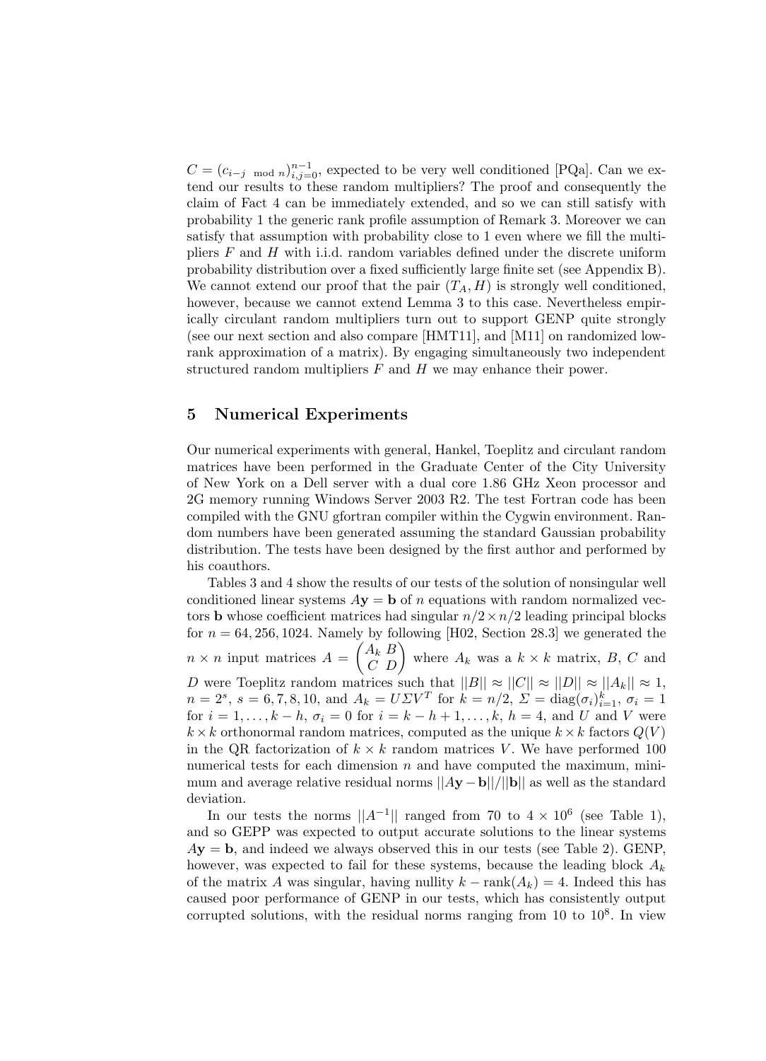$C = (c_{i-j \mod n})_{i,j=0}^{n-1}$, expected to be very well conditioned [PQa]. Can we extend our results to these random multipliers? The proof and consequently the claim of Fact 4 can be immediately extended, and so we can still satisfy with probability 1 the generic rank profile assumption of Remark 3. Moreover we can satisfy that assumption with probability close to 1 even where we fill the multipliers $F$ and $H$ with i.i.d. random variables defined under the discrete uniform probability distribution over a fixed sufficiently large finite set (see Appendix B). We cannot extend our proof that the pair $(T_A, H)$ is strongly well conditioned, however, because we cannot extend Lemma 3 to this case. Nevertheless empirically circulant random multipliers turn out to support GENP quite strongly (see our next section and also compare [HMT11], and [M11] on randomized low-rank approximation of a matrix). By engaging simultaneously two independent structured random multipliers $F$ and $H$ we may enhance their power.

## 5 Numerical Experiments

Our numerical experiments with general, Hankel, Toeplitz and circulant random matrices have been performed in the Graduate Center of the City University of New York on a Dell server with a dual core 1.86 GHz Xeon processor and 2G memory running Windows Server 2003 R2. The test Fortran code has been compiled with the GNU gfortran compiler within the Cygwin environment. Random numbers have been generated assuming the standard Gaussian probability distribution. The tests have been designed by the first author and performed by his coauthors.

Tables 3 and 4 show the results of our tests of the solution of nonsingular well conditioned linear systems $A\mathbf{y} = \mathbf{b}$ of $n$ equations with random normalized vectors $\mathbf{b}$ whose coefficient matrices had singular $n/2 \times n/2$ leading principal blocks for $n = 64, 256, 1024$. Namely by following [H02, Section 28.3] we generated the $n \times n$ input matrices $A = \begin{pmatrix} A_k & B \\ C & D \end{pmatrix}$ where $A_k$ was a $k \times k$ matrix, $B$, $C$ and $D$ were Toeplitz random matrices such that $||B|| \approx ||C|| \approx ||D|| \approx ||A_k|| \approx 1$, $n = 2^s$, $s = 6, 7, 8, 10$, and $A_k = U\Sigma V^T$ for $k = n/2$, $\Sigma = \text{diag}(\sigma_i)_{i=1}^k$, $\sigma_i = 1$ for $i = 1, \ldots, k-h$, $\sigma_i = 0$ for $i = k-h+1, \ldots, k$, $h = 4$, and $U$ and $V$ were $k \times k$ orthonormal random matrices, computed as the unique $k \times k$ factors $Q(V)$ in the QR factorization of $k \times k$ random matrices $V$. We have performed 100 numerical tests for each dimension $n$ and have computed the maximum, minimum and average relative residual norms $||A\mathbf{y} - \mathbf{b}||/||\mathbf{b}||$ as well as the standard deviation.

In our tests the norms $||A^{-1}||$ ranged from 70 to $4 \times 10^6$ (see Table 1), and so GEPP was expected to output accurate solutions to the linear systems $A\mathbf{y} = \mathbf{b}$, and indeed we always observed this in our tests (see Table 2). GENP, however, was expected to fail for these systems, because the leading block $A_k$ of the matrix $A$ was singular, having nullity $k - \text{rank}(A_k) = 4$. Indeed this has caused poor performance of GENP in our tests, which has consistently output corrupted solutions, with the residual norms ranging from 10 to $10^8$. In view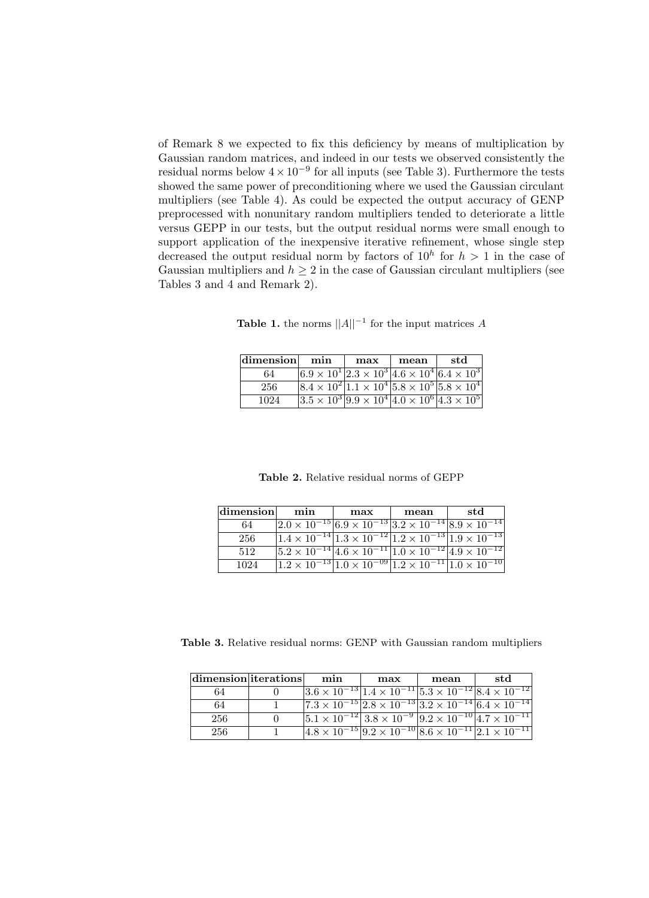of Remark 8 we expected to fix this deficiency by means of multiplication by Gaussian random matrices, and indeed in our tests we observed consistently the residual norms below $4 \times 10^{-9}$ for all inputs (see Table 3). Furthermore the tests showed the same power of preconditioning where we used the Gaussian circulant multipliers (see Table 4). As could be expected the output accuracy of GENP preprocessed with nonunitary random multipliers tended to deteriorate a little versus GEPP in our tests, but the output residual norms were small enough to support application of the inexpensive iterative refinement, whose single step decreased the output residual norm by factors of $10^h$ for $h > 1$ in the case of Gaussian multipliers and $h \geq 2$ in the case of Gaussian circulant multipliers (see Tables 3 and 4 and Remark 2).

**Table 1.** the norms $||A||^{-1}$ for the input matrices $A$

| dimension | min | max | mean | std |
|---|---|---|---|---|
| 64 | $6.9 \times 10^{1}$ | $2.3 \times 10^{3}$ | $4.6 \times 10^{4}$ | $6.4 \times 10^{3}$ |
| 256 | $8.4 \times 10^{2}$ | $1.1 \times 10^{4}$ | $5.8 \times 10^{5}$ | $5.8 \times 10^{4}$ |
| 1024 | $3.5 \times 10^{3}$ | $9.9 \times 10^{4}$ | $4.0 \times 10^{6}$ | $4.3 \times 10^{5}$ |

**Table 2.** Relative residual norms of GEPP

| dimension | min | max | mean | std |
|---|---|---|---|---|
| 64 | $2.0 \times 10^{-15}$ | $6.9 \times 10^{-13}$ | $3.2 \times 10^{-14}$ | $8.9 \times 10^{-14}$ |
| 256 | $1.4 \times 10^{-14}$ | $1.3 \times 10^{-12}$ | $1.2 \times 10^{-13}$ | $1.9 \times 10^{-13}$ |
| 512 | $5.2 \times 10^{-14}$ | $4.6 \times 10^{-11}$ | $1.0 \times 10^{-12}$ | $4.9 \times 10^{-12}$ |
| 1024 | $1.2 \times 10^{-13}$ | $1.0 \times 10^{-09}$ | $1.2 \times 10^{-11}$ | $1.0 \times 10^{-10}$ |

**Table 3.** Relative residual norms: GENP with Gaussian random multipliers

| dimension | iterations | min | max | mean | std |
|---|---|---|---|---|---|
| 64 | 0 | $3.6 \times 10^{-13}$ | $1.4 \times 10^{-11}$ | $5.3 \times 10^{-12}$ | $8.4 \times 10^{-12}$ |
| 64 | 1 | $7.3 \times 10^{-15}$ | $2.8 \times 10^{-13}$ | $3.2 \times 10^{-14}$ | $6.4 \times 10^{-14}$ |
| 256 | 0 | $5.1 \times 10^{-12}$ | $3.8 \times 10^{-9}$ | $9.2 \times 10^{-10}$ | $4.7 \times 10^{-11}$ |
| 256 | 1 | $4.8 \times 10^{-15}$ | $9.2 \times 10^{-10}$ | $8.6 \times 10^{-11}$ | $2.1 \times 10^{-11}$ |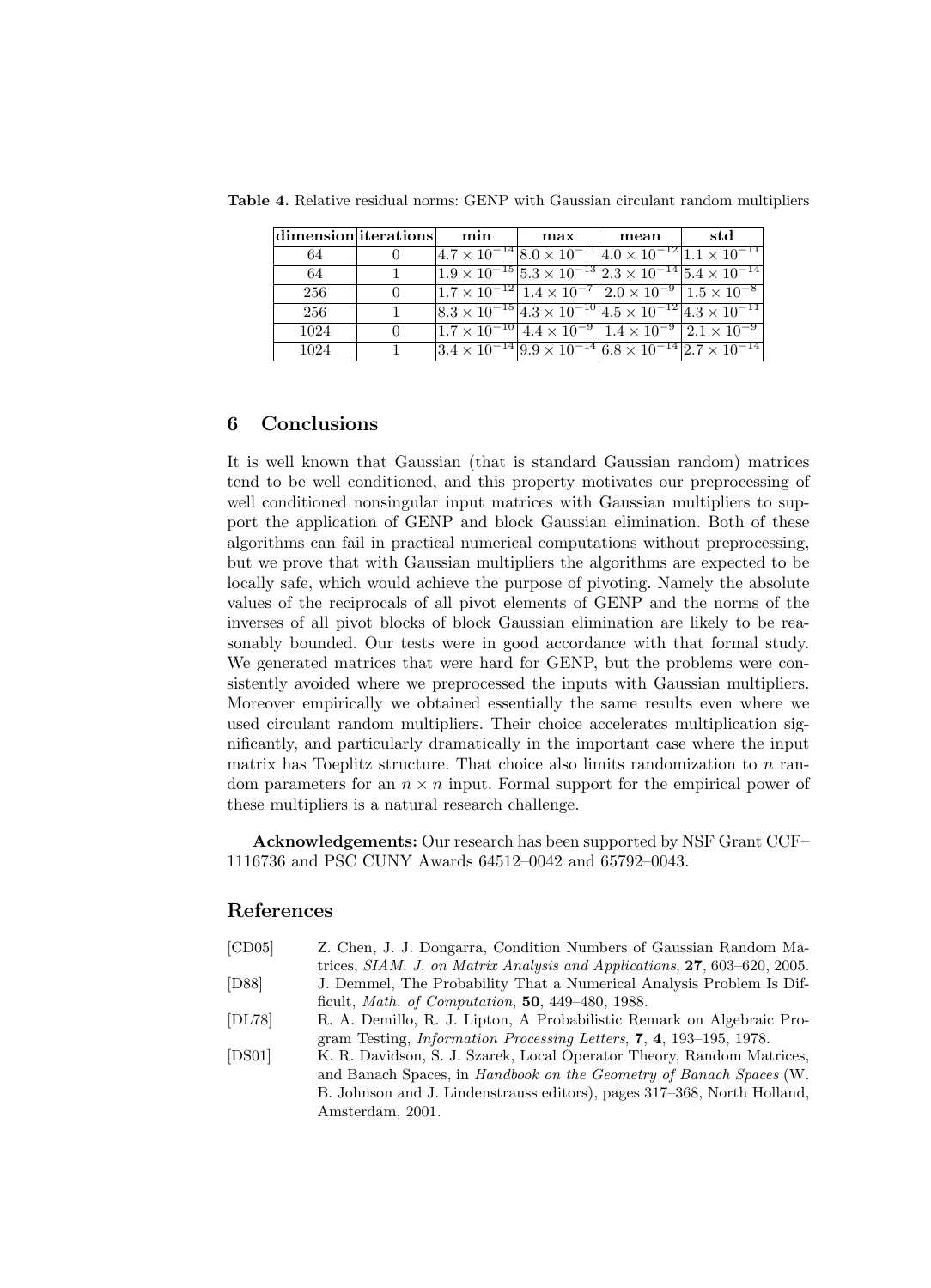**Table 4.** Relative residual norms: GENP with Gaussian circulant random multipliers

| dimension | iterations | min | max | mean | std |
|---|---|---|---|---|---|
| 64 | 0 | $4.7 \times 10^{-14}$ | $8.0 \times 10^{-11}$ | $4.0 \times 10^{-12}$ | $1.1 \times 10^{-11}$ |
| 64 | 1 | $1.9 \times 10^{-15}$ | $5.3 \times 10^{-13}$ | $2.3 \times 10^{-14}$ | $5.4 \times 10^{-14}$ |
| 256 | 0 | $1.7 \times 10^{-12}$ | $1.4 \times 10^{-7}$ | $2.0 \times 10^{-9}$ | $1.5 \times 10^{-8}$ |
| 256 | 1 | $8.3 \times 10^{-15}$ | $4.3 \times 10^{-10}$ | $4.5 \times 10^{-12}$ | $4.3 \times 10^{-11}$ |
| 1024 | 0 | $1.7 \times 10^{-10}$ | $4.4 \times 10^{-9}$ | $1.4 \times 10^{-9}$ | $2.1 \times 10^{-9}$ |
| 1024 | 1 | $3.4 \times 10^{-14}$ | $9.9 \times 10^{-14}$ | $6.8 \times 10^{-14}$ | $2.7 \times 10^{-14}$ |

## 6 Conclusions

It is well known that Gaussian (that is standard Gaussian random) matrices tend to be well conditioned, and this property motivates our preprocessing of well conditioned nonsingular input matrices with Gaussian multipliers to support the application of GENP and block Gaussian elimination. Both of these algorithms can fail in practical numerical computations without preprocessing, but we prove that with Gaussian multipliers the algorithms are expected to be locally safe, which would achieve the purpose of pivoting. Namely the absolute values of the reciprocals of all pivot elements of GENP and the norms of the inverses of all pivot blocks of block Gaussian elimination are likely to be reasonably bounded. Our tests were in good accordance with that formal study. We generated matrices that were hard for GENP, but the problems were consistently avoided where we preprocessed the inputs with Gaussian multipliers. Moreover empirically we obtained essentially the same results even where we used circulant random multipliers. Their choice accelerates multiplication significantly, and particularly dramatically in the important case where the input matrix has Toeplitz structure. That choice also limits randomization to $n$ random parameters for an $n \times n$ input. Formal support for the empirical power of these multipliers is a natural research challenge.

**Acknowledgements:** Our research has been supported by NSF Grant CCF–1116736 and PSC CUNY Awards 64512–0042 and 65792–0043.

## References

[CD05] Z. Chen, J. J. Dongarra, Condition Numbers of Gaussian Random Matrices, *SIAM. J. on Matrix Analysis and Applications*, **27**, 603–620, 2005.

[D88] J. Demmel, The Probability That a Numerical Analysis Problem Is Difficult, *Math. of Computation*, **50**, 449–480, 1988.

[DL78] R. A. Demillo, R. J. Lipton, A Probabilistic Remark on Algebraic Program Testing, *Information Processing Letters*, **7**, **4**, 193–195, 1978.

[DS01] K. R. Davidson, S. J. Szarek, Local Operator Theory, Random Matrices, and Banach Spaces, in *Handbook on the Geometry of Banach Spaces* (W. B. Johnson and J. Lindenstrauss editors), pages 317–368, North Holland, Amsterdam, 2001.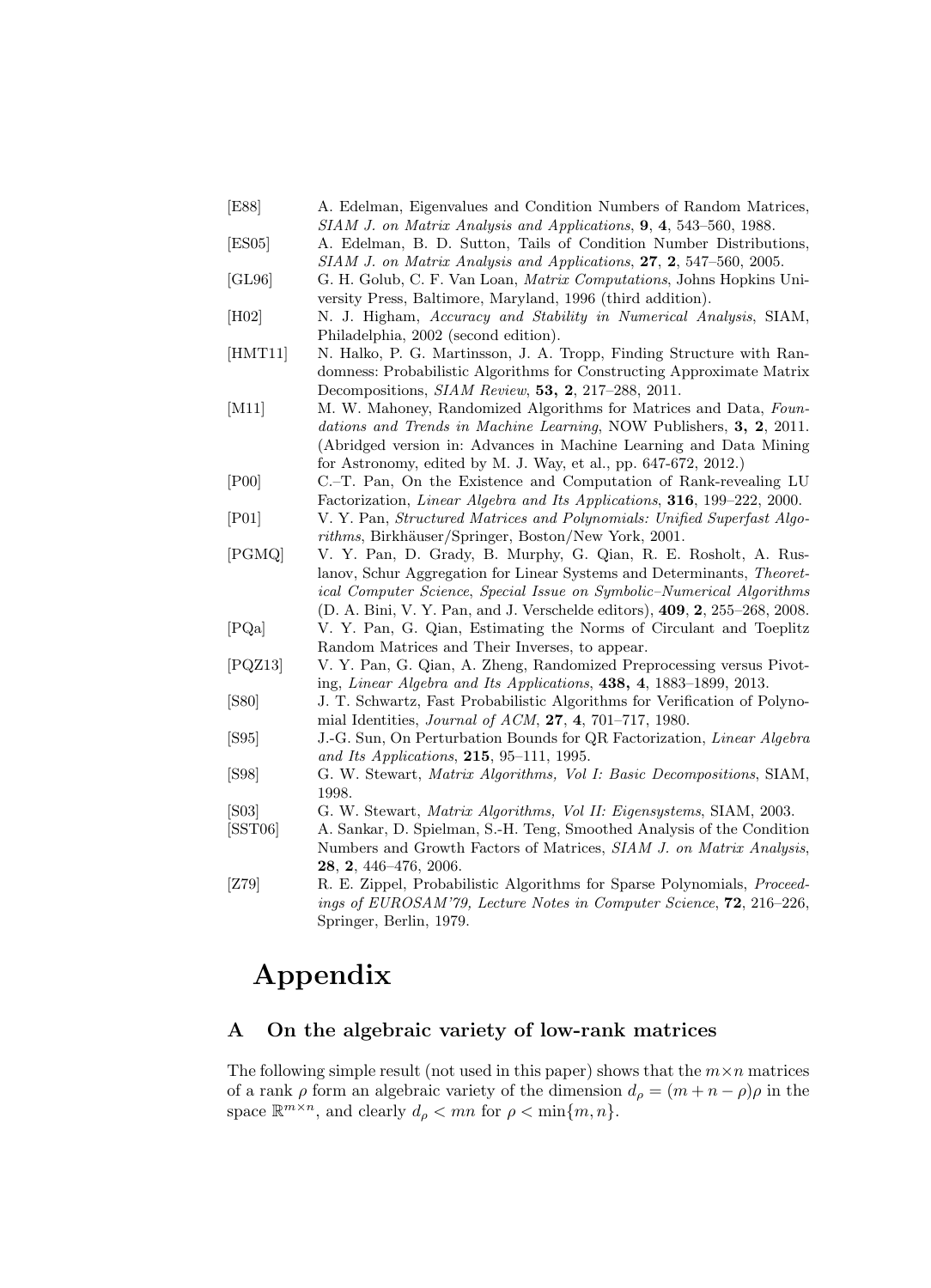[E88] A. Edelman, Eigenvalues and Condition Numbers of Random Matrices, *SIAM J. on Matrix Analysis and Applications*, **9**, **4**, 543–560, 1988.

[ES05] A. Edelman, B. D. Sutton, Tails of Condition Number Distributions, *SIAM J. on Matrix Analysis and Applications*, **27**, **2**, 547–560, 2005.

[GL96] G. H. Golub, C. F. Van Loan, *Matrix Computations*, Johns Hopkins University Press, Baltimore, Maryland, 1996 (third addition).

[H02] N. J. Higham, *Accuracy and Stability in Numerical Analysis*, SIAM, Philadelphia, 2002 (second edition).

[HMT11] N. Halko, P. G. Martinsson, J. A. Tropp, Finding Structure with Randomness: Probabilistic Algorithms for Constructing Approximate Matrix Decompositions, *SIAM Review*, **53, 2**, 217–288, 2011.

[M11] M. W. Mahoney, Randomized Algorithms for Matrices and Data, *Foundations and Trends in Machine Learning*, NOW Publishers, **3, 2**, 2011. (Abridged version in: Advances in Machine Learning and Data Mining for Astronomy, edited by M. J. Way, et al., pp. 647-672, 2012.)

[P00] C.–T. Pan, On the Existence and Computation of Rank-revealing LU Factorization, *Linear Algebra and Its Applications*, **316**, 199–222, 2000.

[P01] V. Y. Pan, *Structured Matrices and Polynomials: Unified Superfast Algorithms*, Birkhäuser/Springer, Boston/New York, 2001.

[PGMQ] V. Y. Pan, D. Grady, B. Murphy, G. Qian, R. E. Rosholt, A. Ruslanov, Schur Aggregation for Linear Systems and Determinants, *Theoretical Computer Science*, *Special Issue on Symbolic–Numerical Algorithms* (D. A. Bini, V. Y. Pan, and J. Verschelde editors), **409**, **2**, 255–268, 2008.

[PQa] V. Y. Pan, G. Qian, Estimating the Norms of Circulant and Toeplitz Random Matrices and Their Inverses, to appear.

[PQZ13] V. Y. Pan, G. Qian, A. Zheng, Randomized Preprocessing versus Pivoting, *Linear Algebra and Its Applications*, **438, 4**, 1883–1899, 2013.

[S80] J. T. Schwartz, Fast Probabilistic Algorithms for Verification of Polynomial Identities, *Journal of ACM*, **27**, **4**, 701–717, 1980.

[S95] J.-G. Sun, On Perturbation Bounds for QR Factorization, *Linear Algebra and Its Applications*, **215**, 95–111, 1995.

[S98] G. W. Stewart, *Matrix Algorithms, Vol I: Basic Decompositions*, SIAM, 1998.

[S03] G. W. Stewart, *Matrix Algorithms, Vol II: Eigensystems*, SIAM, 2003.

[SST06] A. Sankar, D. Spielman, S.-H. Teng, Smoothed Analysis of the Condition Numbers and Growth Factors of Matrices, *SIAM J. on Matrix Analysis*, **28**, **2**, 446–476, 2006.

[Z79] R. E. Zippel, Probabilistic Algorithms for Sparse Polynomials, *Proceedings of EUROSAM'79, Lecture Notes in Computer Science*, **72**, 216–226, Springer, Berlin, 1979.

# Appendix

## A On the algebraic variety of low-rank matrices

The following simple result (not used in this paper) shows that the $m \times n$ matrices of a rank $\rho$ form an algebraic variety of the dimension $d_\rho = (m+n-\rho)\rho$ in the space $\mathbb{R}^{m\times n}$, and clearly $d_\rho < mn$ for $\rho < \min\{m,n\}$.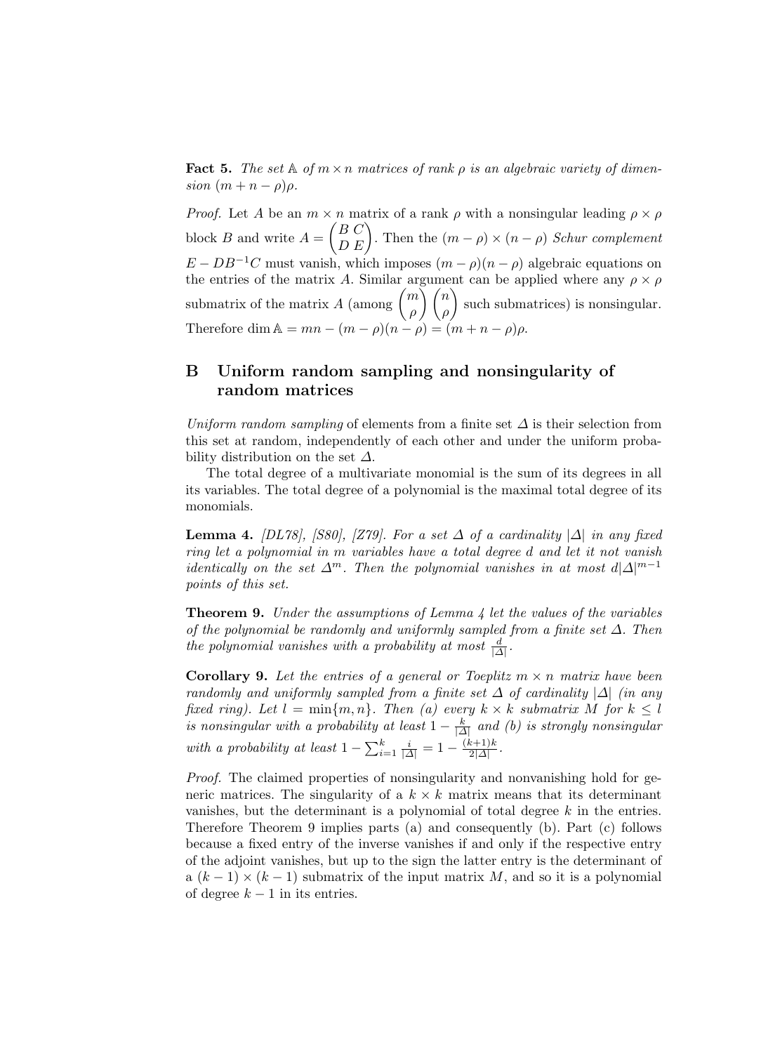**Fact 5.** *The set $\mathbb{A}$ of $m \times n$ matrices of rank $\rho$ is an algebraic variety of dimension $(m + n - \rho)\rho$.*

*Proof.* Let $A$ be an $m \times n$ matrix of a rank $\rho$ with a nonsingular leading $\rho \times \rho$ block $B$ and write $A = \begin{pmatrix} B & C \\ D & E \end{pmatrix}$. Then the $(m - \rho) \times (n - \rho)$ *Schur complement* $E - DB^{-1}C$ must vanish, which imposes $(m - \rho)(n - \rho)$ algebraic equations on the entries of the matrix $A$. Similar argument can be applied where any $\rho \times \rho$ submatrix of the matrix $A$ (among $\binom{m}{\rho}\binom{n}{\rho}$ such submatrices) is nonsingular. Therefore $\dim \mathbb{A} = mn - (m - \rho)(n - \rho) = (m + n - \rho)\rho$.

## B Uniform random sampling and nonsingularity of random matrices

*Uniform random sampling* of elements from a finite set $\Delta$ is their selection from this set at random, independently of each other and under the uniform probability distribution on the set $\Delta$.

The total degree of a multivariate monomial is the sum of its degrees in all its variables. The total degree of a polynomial is the maximal total degree of its monomials.

**Lemma 4.** *[DL78], [S80], [Z79]. For a set $\Delta$ of a cardinality $|\Delta|$ in any fixed ring let a polynomial in $m$ variables have a total degree $d$ and let it not vanish identically on the set $\Delta^m$. Then the polynomial vanishes in at most $d|\Delta|^{m-1}$ points of this set.*

**Theorem 9.** *Under the assumptions of Lemma 4 let the values of the variables of the polynomial be randomly and uniformly sampled from a finite set $\Delta$. Then the polynomial vanishes with a probability at most $\frac{d}{|\Delta|}$.*

**Corollary 9.** *Let the entries of a general or Toeplitz $m \times n$ matrix have been randomly and uniformly sampled from a finite set $\Delta$ of cardinality $|\Delta|$ (in any fixed ring). Let $l = \min\{m, n\}$. Then (a) every $k \times k$ submatrix $M$ for $k \le l$ is nonsingular with a probability at least $1 - \frac{k}{|\Delta|}$ and (b) is strongly nonsingular with a probability at least $1 - \sum_{i=1}^{k} \frac{i}{|\Delta|} = 1 - \frac{(k+1)k}{2|\Delta|}$.*

*Proof.* The claimed properties of nonsingularity and nonvanishing hold for generic matrices. The singularity of a $k \times k$ matrix means that its determinant vanishes, but the determinant is a polynomial of total degree $k$ in the entries. Therefore Theorem 9 implies parts (a) and consequently (b). Part (c) follows because a fixed entry of the inverse vanishes if and only if the respective entry of the adjoint vanishes, but up to the sign the latter entry is the determinant of a $(k - 1) \times (k - 1)$ submatrix of the input matrix $M$, and so it is a polynomial of degree $k - 1$ in its entries.